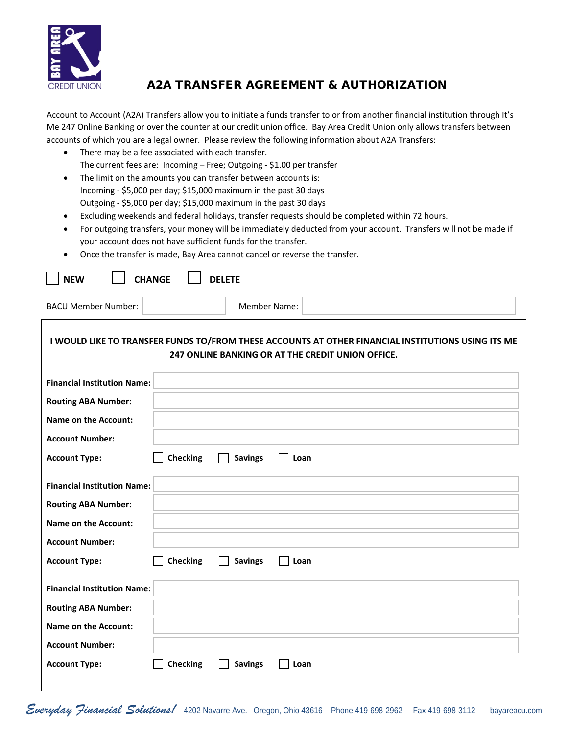BAY AREA CREDIT UNION

# A2A TRANSFER AGREEMENT & AUTHORIZATION

Account to Account (A2A) Transfers allow you to initiate a funds transfer to or from another financial institution through It's Me 247 Online Banking or over the counter at our credit union office. Bay Area Credit Union only allows transfers between accounts of which you are a legal owner. Please review the following information about A2A Transfers:

- There may be a fee associated with each transfer.
  The current fees are: Incoming – Free; Outgoing - $1.00 per transfer
- The limit on the amounts you can transfer between accounts is:
  Incoming - $5,000 per day; $15,000 maximum in the past 30 days
  Outgoing - $5,000 per day; $15,000 maximum in the past 30 days
- Excluding weekends and federal holidays, transfer requests should be completed within 72 hours.
- For outgoing transfers, your money will be immediately deducted from your account. Transfers will not be made if your account does not have sufficient funds for the transfer.
- Once the transfer is made, Bay Area cannot cancel or reverse the transfer.

☐ **NEW** ☐ **CHANGE** ☐ **DELETE**

BACU Member Number: ______________ Member Name: ______________________________

**I WOULD LIKE TO TRANSFER FUNDS TO/FROM THESE ACCOUNTS AT OTHER FINANCIAL INSTITUTIONS USING ITS ME 247 ONLINE BANKING OR AT THE CREDIT UNION OFFICE.**

**Financial Institution Name:** ______________________________

**Routing ABA Number:** ______________________________

**Name on the Account:** ______________________________

**Account Number:** ______________________________

**Account Type:** ☐ **Checking** ☐ **Savings** ☐ **Loan**

**Financial Institution Name:** ______________________________

**Routing ABA Number:** ______________________________

**Name on the Account:** ______________________________

**Account Number:** ______________________________

**Account Type:** ☐ **Checking** ☐ **Savings** ☐ **Loan**

**Financial Institution Name:** ______________________________

**Routing ABA Number:** ______________________________

**Name on the Account:** ______________________________

**Account Number:** ______________________________

**Account Type:** ☐ **Checking** ☐ **Savings** ☐ **Loan**

*Everyday Financial Solutions!* 4202 Navarre Ave. Oregon, Ohio 43616 Phone 419-698-2962 Fax 419-698-3112 bayareacu.com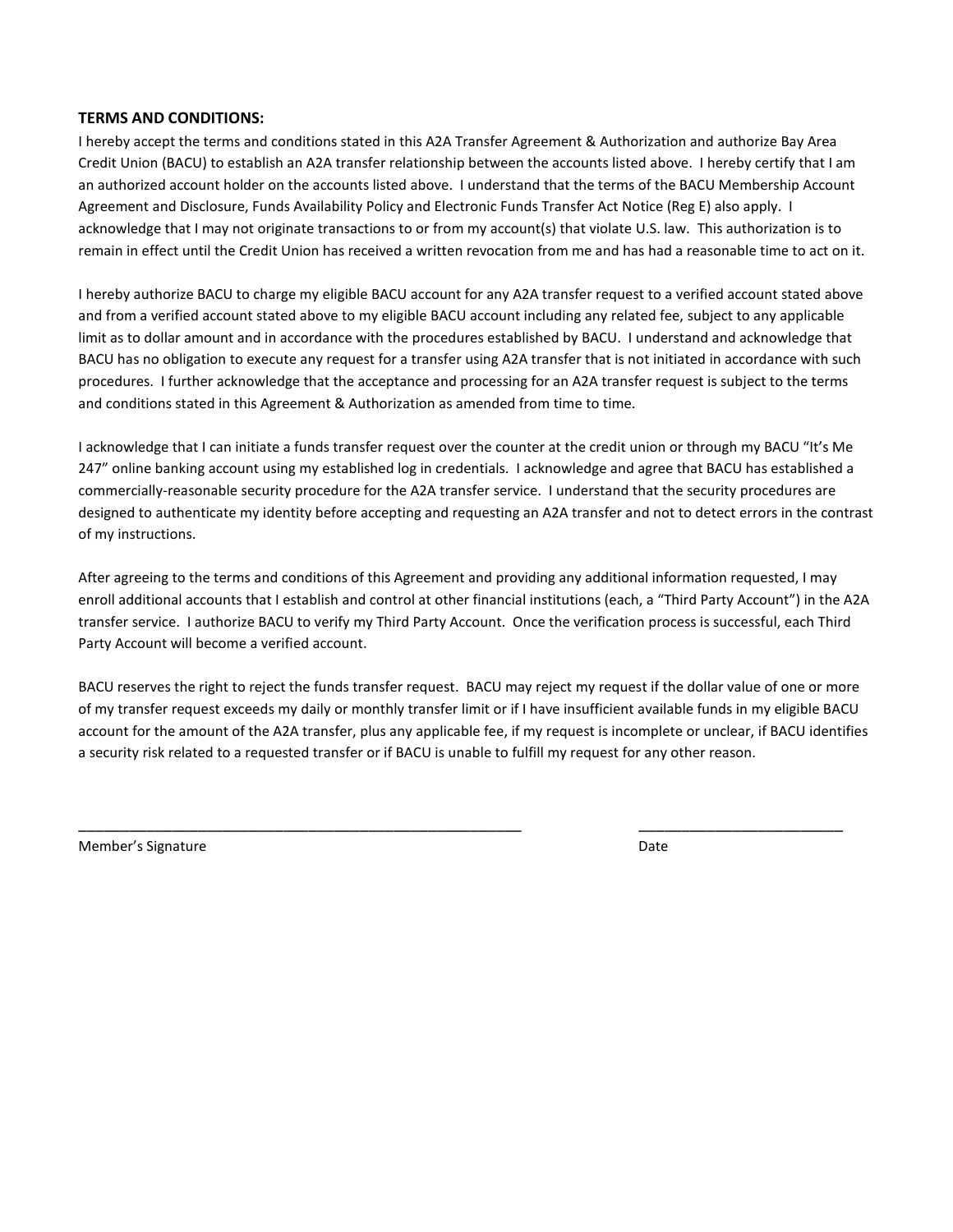**TERMS AND CONDITIONS:**

I hereby accept the terms and conditions stated in this A2A Transfer Agreement & Authorization and authorize Bay Area Credit Union (BACU) to establish an A2A transfer relationship between the accounts listed above. I hereby certify that I am an authorized account holder on the accounts listed above. I understand that the terms of the BACU Membership Account Agreement and Disclosure, Funds Availability Policy and Electronic Funds Transfer Act Notice (Reg E) also apply. I acknowledge that I may not originate transactions to or from my account(s) that violate U.S. law. This authorization is to remain in effect until the Credit Union has received a written revocation from me and has had a reasonable time to act on it.

I hereby authorize BACU to charge my eligible BACU account for any A2A transfer request to a verified account stated above and from a verified account stated above to my eligible BACU account including any related fee, subject to any applicable limit as to dollar amount and in accordance with the procedures established by BACU. I understand and acknowledge that BACU has no obligation to execute any request for a transfer using A2A transfer that is not initiated in accordance with such procedures. I further acknowledge that the acceptance and processing for an A2A transfer request is subject to the terms and conditions stated in this Agreement & Authorization as amended from time to time.

I acknowledge that I can initiate a funds transfer request over the counter at the credit union or through my BACU "It's Me 247" online banking account using my established log in credentials. I acknowledge and agree that BACU has established a commercially-reasonable security procedure for the A2A transfer service. I understand that the security procedures are designed to authenticate my identity before accepting and requesting an A2A transfer and not to detect errors in the contrast of my instructions.

After agreeing to the terms and conditions of this Agreement and providing any additional information requested, I may enroll additional accounts that I establish and control at other financial institutions (each, a "Third Party Account") in the A2A transfer service. I authorize BACU to verify my Third Party Account. Once the verification process is successful, each Third Party Account will become a verified account.

BACU reserves the right to reject the funds transfer request. BACU may reject my request if the dollar value of one or more of my transfer request exceeds my daily or monthly transfer limit or if I have insufficient available funds in my eligible BACU account for the amount of the A2A transfer, plus any applicable fee, if my request is incomplete or unclear, if BACU identifies a security risk related to a requested transfer or if BACU is unable to fulfill my request for any other reason.

_________________________________________________________ ___________________________

Member's Signature Date